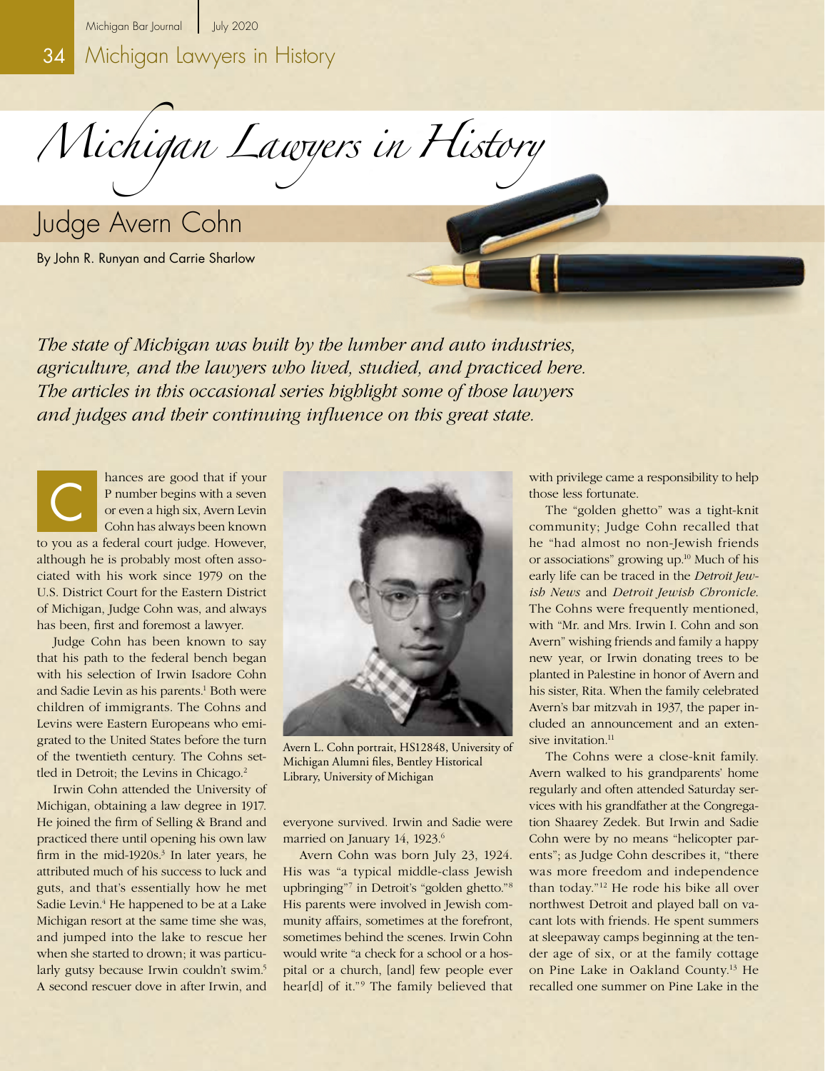# Michigan Lawyers in History

## Judge Avern Cohn

By John R. Runyan and Carrie Sharlow

*The state of Michigan was built by the lumber and auto industries, agriculture, and the lawyers who lived, studied, and practiced here. The articles in this occasional series highlight some of those lawyers and judges and their continuing influence on this great state.*

Chances are good that if your P number begins with a seven or even a high six, Avern Levin Cohn has always been known to you as a federal court judge. However, although he is probably most often associated with his work since 1979 on the U.S. District Court for the Eastern District of Michigan, Judge Cohn was, and always has been, first and foremost a lawyer.

Judge Cohn has been known to say that his path to the federal bench began with his selection of Irwin Isadore Cohn and Sadie Levin as his parents.[1] Both were children of immigrants. The Cohns and Levins were Eastern Europeans who emigrated to the United States before the turn of the twentieth century. The Cohns settled in Detroit; the Levins in Chicago.[2]

Irwin Cohn attended the University of Michigan, obtaining a law degree in 1917. He joined the firm of Selling & Brand and practiced there until opening his own law firm in the mid-1920s.[3] In later years, he attributed much of his success to luck and guts, and that's essentially how he met Sadie Levin.[4] He happened to be at a Lake Michigan resort at the same time she was, and jumped into the lake to rescue her when she started to drown; it was particularly gutsy because Irwin couldn't swim.[5] A second rescuer dove in after Irwin, and everyone survived. Irwin and Sadie were married on January 14, 1923.[6]

Avern L. Cohn portrait, HS12848, University of Michigan Alumni files, Bentley Historical Library, University of Michigan

Avern Cohn was born July 23, 1924. His was "a typical middle-class Jewish upbringing"[7] in Detroit's "golden ghetto."[8] His parents were involved in Jewish community affairs, sometimes at the forefront, sometimes behind the scenes. Irwin Cohn would write "a check for a school or a hospital or a church, [and] few people ever hear[d] of it."[9] The family believed that with privilege came a responsibility to help those less fortunate.

The "golden ghetto" was a tight-knit community; Judge Cohn recalled that he "had almost no non-Jewish friends or associations" growing up.[10] Much of his early life can be traced in the *Detroit Jewish News* and *Detroit Jewish Chronicle*. The Cohns were frequently mentioned, with "Mr. and Mrs. Irwin I. Cohn and son Avern" wishing friends and family a happy new year, or Irwin donating trees to be planted in Palestine in honor of Avern and his sister, Rita. When the family celebrated Avern's bar mitzvah in 1937, the paper included an announcement and an extensive invitation.[11]

The Cohns were a close-knit family. Avern walked to his grandparents' home regularly and often attended Saturday services with his grandfather at the Congregation Shaarey Zedek. But Irwin and Sadie Cohn were by no means "helicopter parents"; as Judge Cohn describes it, "there was more freedom and independence than today."[12] He rode his bike all over northwest Detroit and played ball on vacant lots with friends. He spent summers at sleepaway camps beginning at the tender age of six, or at the family cottage on Pine Lake in Oakland County.[13] He recalled one summer on Pine Lake in the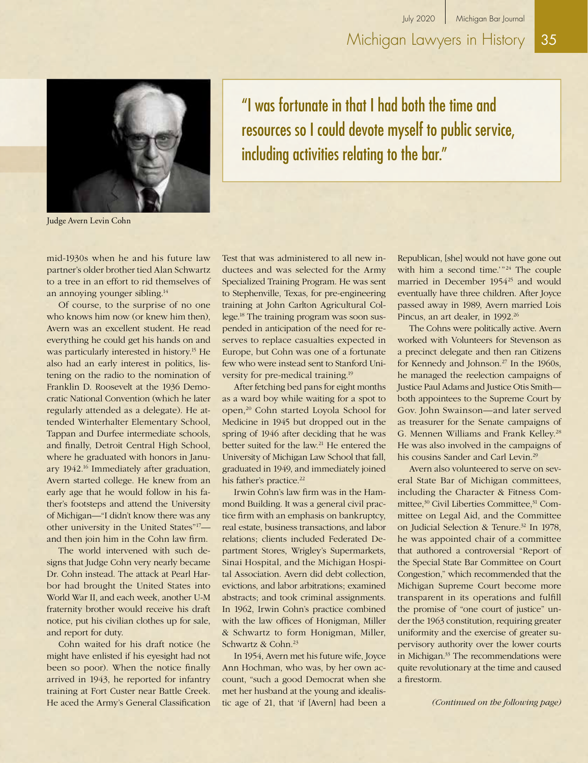> "I was fortunate in that I had both the time and resources so I could devote myself to public service, including activities relating to the bar."

Judge Avern Levin Cohn

mid-1930s when he and his future law partner's older brother tied Alan Schwartz to a tree in an effort to rid themselves of an annoying younger sibling.[14]

Of course, to the surprise of no one who knows him now (or knew him then), Avern was an excellent student. He read everything he could get his hands on and was particularly interested in history.[15] He also had an early interest in politics, listening on the radio to the nomination of Franklin D. Roosevelt at the 1936 Democratic National Convention (which he later regularly attended as a delegate). He attended Winterhalter Elementary School, Tappan and Durfee intermediate schools, and finally, Detroit Central High School, where he graduated with honors in January 1942.[16] Immediately after graduation, Avern started college. He knew from an early age that he would follow in his father's footsteps and attend the University of Michigan—"I didn't know there was any other university in the United States"[17]—and then join him in the Cohn law firm.

The world intervened with such designs that Judge Cohn very nearly became Dr. Cohn instead. The attack at Pearl Harbor had brought the United States into World War II, and each week, another U-M fraternity brother would receive his draft notice, put his civilian clothes up for sale, and report for duty.

Cohn waited for his draft notice (he might have enlisted if his eyesight had not been so poor). When the notice finally arrived in 1943, he reported for infantry training at Fort Custer near Battle Creek. He aced the Army's General Classification Test that was administered to all new inductees and was selected for the Army Specialized Training Program. He was sent to Stephenville, Texas, for pre-engineering training at John Carlton Agricultural College.[18] The training program was soon suspended in anticipation of the need for reserves to replace casualties expected in Europe, but Cohn was one of a fortunate few who were instead sent to Stanford University for pre-medical training.[19]

After fetching bed pans for eight months as a ward boy while waiting for a spot to open,[20] Cohn started Loyola School for Medicine in 1945 but dropped out in the spring of 1946 after deciding that he was better suited for the law.[21] He entered the University of Michigan Law School that fall, graduated in 1949, and immediately joined his father's practice.[22]

Irwin Cohn's law firm was in the Hammond Building. It was a general civil practice firm with an emphasis on bankruptcy, real estate, business transactions, and labor relations; clients included Federated Department Stores, Wrigley's Supermarkets, Sinai Hospital, and the Michigan Hospital Association. Avern did debt collection, evictions, and labor arbitrations; examined abstracts; and took criminal assignments. In 1962, Irwin Cohn's practice combined with the law offices of Honigman, Miller & Schwartz to form Honigman, Miller, Schwartz & Cohn.[23]

In 1954, Avern met his future wife, Joyce Ann Hochman, who was, by her own account, "such a good Democrat when she met her husband at the young and idealistic age of 21, that 'if [Avern] had been a Republican, [she] would not have gone out with him a second time.'"[24] The couple married in December 1954[25] and would eventually have three children. After Joyce passed away in 1989, Avern married Lois Pincus, an art dealer, in 1992.[26]

The Cohns were politically active. Avern worked with Volunteers for Stevenson as a precinct delegate and then ran Citizens for Kennedy and Johnson.[27] In the 1960s, he managed the reelection campaigns of Justice Paul Adams and Justice Otis Smith—both appointees to the Supreme Court by Gov. John Swainson—and later served as treasurer for the Senate campaigns of G. Mennen Williams and Frank Kelley.[28] He was also involved in the campaigns of his cousins Sander and Carl Levin.[29]

Avern also volunteered to serve on several State Bar of Michigan committees, including the Character & Fitness Committee,[30] Civil Liberties Committee,[31] Committee on Legal Aid, and the Committee on Judicial Selection & Tenure.[32] In 1978, he was appointed chair of a committee that authored a controversial "Report of the Special State Bar Committee on Court Congestion," which recommended that the Michigan Supreme Court become more transparent in its operations and fulfill the promise of "one court of justice" under the 1963 constitution, requiring greater uniformity and the exercise of greater supervisory authority over the lower courts in Michigan.[33] The recommendations were quite revolutionary at the time and caused a firestorm.

*(Continued on the following page)*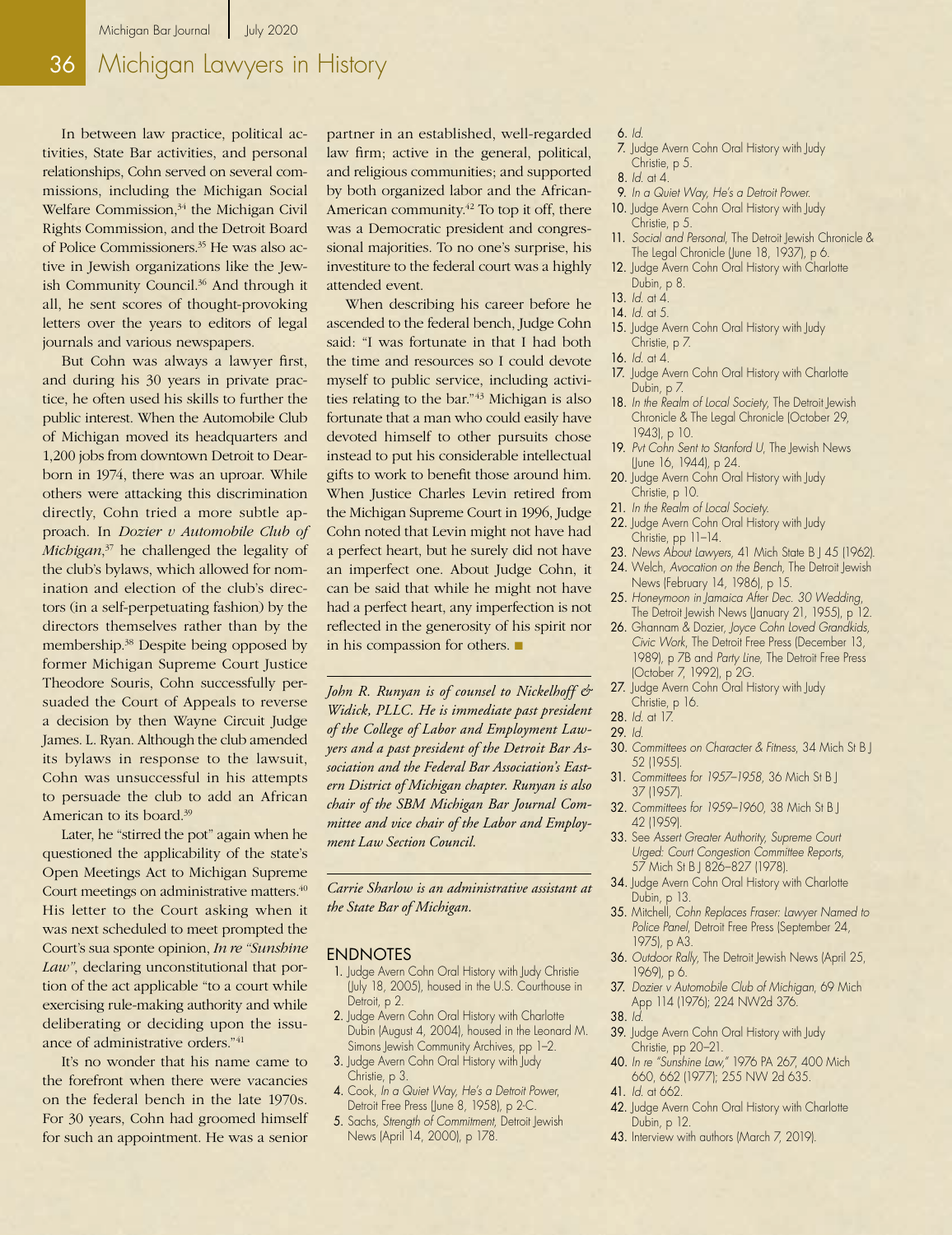In between law practice, political activities, State Bar activities, and personal relationships, Cohn served on several commissions, including the Michigan Social Welfare Commission,[34] the Michigan Civil Rights Commission, and the Detroit Board of Police Commissioners.[35] He was also active in Jewish organizations like the Jewish Community Council.[36] And through it all, he sent scores of thought-provoking letters over the years to editors of legal journals and various newspapers.

But Cohn was always a lawyer first, and during his 30 years in private practice, he often used his skills to further the public interest. When the Automobile Club of Michigan moved its headquarters and 1,200 jobs from downtown Detroit to Dearborn in 1974, there was an uproar. While others were attacking this discrimination directly, Cohn tried a more subtle approach. In *Dozier v Automobile Club of Michigan*,[37] he challenged the legality of the club's bylaws, which allowed for nomination and election of the club's directors (in a self-perpetuating fashion) by the directors themselves rather than by the membership.[38] Despite being opposed by former Michigan Supreme Court Justice Theodore Souris, Cohn successfully persuaded the Court of Appeals to reverse a decision by then Wayne Circuit Judge James. L. Ryan. Although the club amended its bylaws in response to the lawsuit, Cohn was unsuccessful in his attempts to persuade the club to add an African American to its board.[39]

Later, he "stirred the pot" again when he questioned the applicability of the state's Open Meetings Act to Michigan Supreme Court meetings on administrative matters.[40] His letter to the Court asking when it was next scheduled to meet prompted the Court's sua sponte opinion, *In re "Sunshine Law"*, declaring unconstitutional that portion of the act applicable "to a court while exercising rule-making authority and while deliberating or deciding upon the issuance of administrative orders."[41]

It's no wonder that his name came to the forefront when there were vacancies on the federal bench in the late 1970s. For 30 years, Cohn had groomed himself for such an appointment. He was a senior partner in an established, well-regarded law firm; active in the general, political, and religious communities; and supported by both organized labor and the African-American community.[42] To top it off, there was a Democratic president and congressional majorities. To no one's surprise, his investiture to the federal court was a highly attended event.

When describing his career before he ascended to the federal bench, Judge Cohn said: "I was fortunate in that I had both the time and resources so I could devote myself to public service, including activities relating to the bar."[43] Michigan is also fortunate that a man who could easily have devoted himself to other pursuits chose instead to put his considerable intellectual gifts to work to benefit those around him. When Justice Charles Levin retired from the Michigan Supreme Court in 1996, Judge Cohn noted that Levin might not have had a perfect heart, but he surely did not have an imperfect one. About Judge Cohn, it can be said that while he might not have had a perfect heart, any imperfection is not reflected in the generosity of his spirit nor in his compassion for others. ■

---

*John R. Runyan is of counsel to Nickelhoff & Widick, PLLC. He is immediate past president of the College of Labor and Employment Lawyers and a past president of the Detroit Bar Association and the Federal Bar Association's Eastern District of Michigan chapter. Runyan is also chair of the SBM Michigan Bar Journal Committee and vice chair of the Labor and Employment Law Section Council.*

---

*Carrie Sharlow is an administrative assistant at the State Bar of Michigan.*

## ENDNOTES

1. Judge Avern Cohn Oral History with Judy Christie (July 18, 2005), housed in the U.S. Courthouse in Detroit, p 2.
2. Judge Avern Cohn Oral History with Charlotte Dubin (August 4, 2004), housed in the Leonard M. Simons Jewish Community Archives, pp 1–2.
3. Judge Avern Cohn Oral History with Judy Christie, p 3.
4. Cook, *In a Quiet Way, He's a Detroit Power*, Detroit Free Press (June 8, 1958), p 2-C.
5. Sachs, *Strength of Commitment*, Detroit Jewish News (April 14, 2000), p 178.
6. *Id.*
7. Judge Avern Cohn Oral History with Judy Christie, p 5.
8. *Id.* at 4.
9. *In a Quiet Way, He's a Detroit Power.*
10. Judge Avern Cohn Oral History with Judy Christie, p 5.
11. *Social and Personal*, The Detroit Jewish Chronicle & The Legal Chronicle (June 18, 1937), p 6.
12. Judge Avern Cohn Oral History with Charlotte Dubin, p 8.
13. *Id.* at 4.
14. *Id.* at 5.
15. Judge Avern Cohn Oral History with Judy Christie, p 7.
16. *Id.* at 4.
17. Judge Avern Cohn Oral History with Charlotte Dubin, p 7.
18. *In the Realm of Local Society*, The Detroit Jewish Chronicle & The Legal Chronicle (October 29, 1943), p 10.
19. *Pvt Cohn Sent to Stanford U*, The Jewish News (June 16, 1944), p 24.
20. Judge Avern Cohn Oral History with Judy Christie, p 10.
21. *In the Realm of Local Society.*
22. Judge Avern Cohn Oral History with Judy Christie, pp 11–14.
23. *News About Lawyers*, 41 Mich State B J 45 (1962).
24. Welch, *Avocation on the Bench*, The Detroit Jewish News (February 14, 1986), p 15.
25. *Honeymoon in Jamaica After Dec. 30 Wedding*, The Detroit Jewish News (January 21, 1955), p 12.
26. Ghannam & Dozier, *Joyce Cohn Loved Grandkids, Civic Work*, The Detroit Free Press (December 13, 1989), p 7B and *Party Line*, The Detroit Free Press (October 7, 1992), p 2G.
27. Judge Avern Cohn Oral History with Judy Christie, p 16.
28. *Id.* at 17.
29. *Id.*
30. *Committees on Character & Fitness*, 34 Mich St B J 52 (1955).
31. *Committees for 1957–1958*, 36 Mich St B J 37 (1957).
32. *Committees for 1959–1960*, 38 Mich St B J 42 (1959).
33. See *Assert Greater Authority, Supreme Court Urged: Court Congestion Committee Reports*, 57 Mich St B J 826–827 (1978).
34. Judge Avern Cohn Oral History with Charlotte Dubin, p 13.
35. Mitchell, *Cohn Replaces Fraser: Lawyer Named to Police Panel*, Detroit Free Press (September 24, 1975), p A3.
36. *Outdoor Rally*, The Detroit Jewish News (April 25, 1969), p 6.
37. *Dozier v Automobile Club of Michigan*, 69 Mich App 114 (1976); 224 NW2d 376.
38. *Id.*
39. Judge Avern Cohn Oral History with Judy Christie, pp 20–21.
40. *In re "Sunshine Law,"* 1976 PA 267, 400 Mich 660, 662 (1977); 255 NW 2d 635.
41. *Id.* at 662.
42. Judge Avern Cohn Oral History with Charlotte Dubin, p 12.
43. Interview with authors (March 7, 2019).